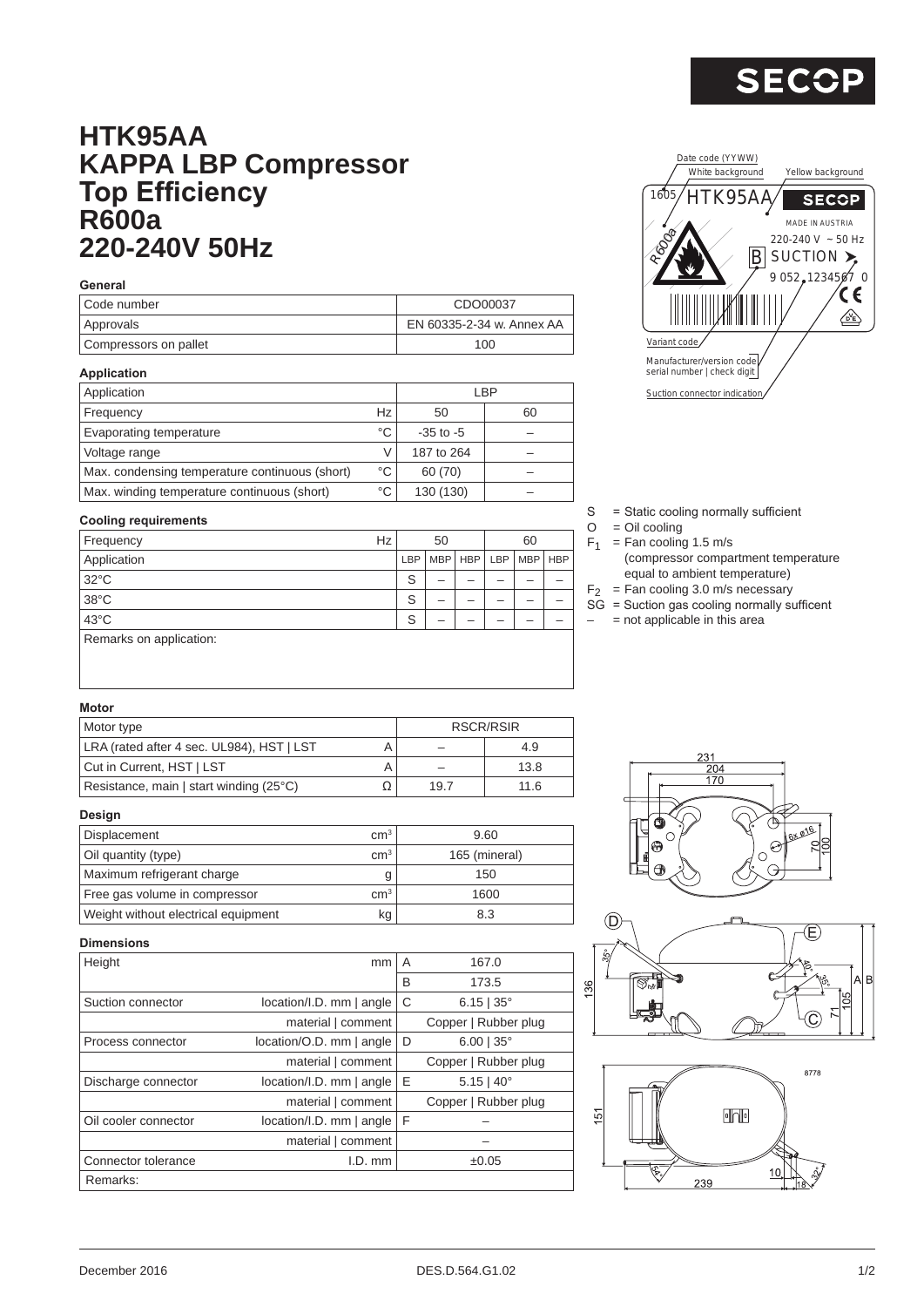# HTK95AA
# KAPPA LBP Compressor
# Top Efficiency
# R600a
# 220-240V 50Hz

### General

| | |
|---|---|
| Code number | CDO00037 |
| Approvals | EN 60335-2-34 w. Annex AA |
| Compressors on pallet | 100 |

### Application

| Application | | LBP | |
|---|---|---|---|
| Frequency | Hz | 50 | 60 |
| Evaporating temperature | °C | -35 to -5 | – |
| Voltage range | V | 187 to 264 | – |
| Max. condensing temperature continuous (short) | °C | 60 (70) | – |
| Max. winding temperature continuous (short) | °C | 130 (130) | – |

### Cooling requirements

| Frequency Hz | 50 | | | 60 | | |
|---|---|---|---|---|---|---|
| Application | LBP | MBP | HBP | LBP | MBP | HBP |
| 32°C | S | – | – | – | – | – |
| 38°C | S | – | – | – | – | – |
| 43°C | S | – | – | – | – | – |
| Remarks on application: | | | | | | |

S = Static cooling normally sufficient
O = Oil cooling
$F_1$ = Fan cooling 1.5 m/s (compressor compartment temperature equal to ambient temperature)
$F_2$ = Fan cooling 3.0 m/s necessary
SG = Suction gas cooling normally sufficent
– = not applicable in this area

### Motor

| Motor type | | RSCR/RSIR | |
|---|---|---|---|
| LRA (rated after 4 sec. UL984), HST \| LST | A | – | 4.9 |
| Cut in Current, HST \| LST | A | – | 13.8 |
| Resistance, main \| start winding (25°C) | Ω | 19.7 | 11.6 |

### Design

| | | |
|---|---|---|
| Displacement | cm³ | 9.60 |
| Oil quantity (type) | cm³ | 165 (mineral) |
| Maximum refrigerant charge | g | 150 |
| Free gas volume in compressor | cm³ | 1600 |
| Weight without electrical equipment | kg | 8.3 |

### Dimensions

| | | | |
|---|---|---|---|
| Height | mm | A | 167.0 |
| | | B | 173.5 |
| Suction connector | location/I.D. mm \| angle | C | 6.15 \| 35° |
| | material \| comment | | Copper \| Rubber plug |
| Process connector | location/O.D. mm \| angle | D | 6.00 \| 35° |
| | material \| comment | | Copper \| Rubber plug |
| Discharge connector | location/I.D. mm \| angle | E | 5.15 \| 40° |
| | material \| comment | | Copper \| Rubber plug |
| Oil cooler connector | location/I.D. mm \| angle | F | – |
| | material \| comment | | – |
| Connector tolerance | I.D. mm | | ±0.05 |
| Remarks: | | | |

Date code (YYWW) · White background · Yellow background · 1605 HTK95AA · SECOP · MADE IN AUSTRIA · R600a · 220-240 V ~ 50 Hz · B SUCTION · 9 052 1234567 0 · Variant code · Manufacturer/version code serial number | check digit · Suction connector indication

December 2016 DES.D.564.G1.02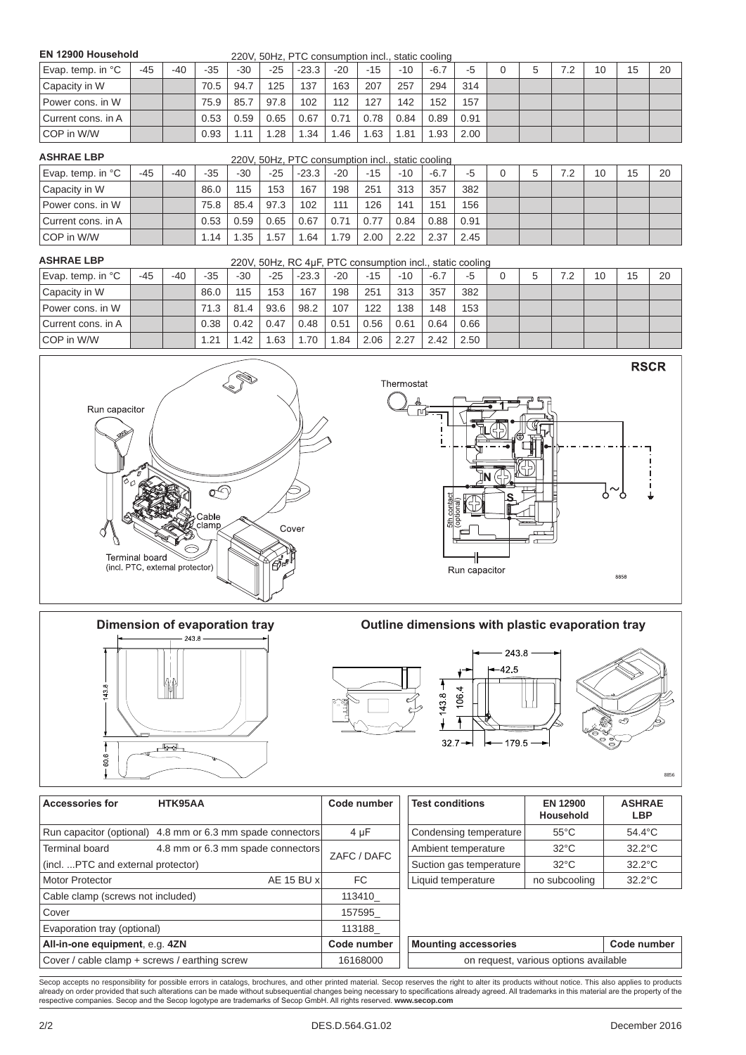**EN 12900 Household** 220V, 50Hz, PTC consumption incl., static cooling

| Evap. temp. in °C | -45 | -40 | -35 | -30 | -25 | -23.3 | -20 | -15 | -10 | -6.7 | -5 | 0 | 5 | 7.2 | 10 | 15 | 20 |
|---|---|---|---|---|---|---|---|---|---|---|---|---|---|---|---|---|---|
| Capacity in W | | | 70.5 | 94.7 | 125 | 137 | 163 | 207 | 257 | 294 | 314 | | | | | | |
| Power cons. in W | | | 75.9 | 85.7 | 97.8 | 102 | 112 | 127 | 142 | 152 | 157 | | | | | | |
| Current cons. in A | | | 0.53 | 0.59 | 0.65 | 0.67 | 0.71 | 0.78 | 0.84 | 0.89 | 0.91 | | | | | | |
| COP in W/W | | | 0.93 | 1.11 | 1.28 | 1.34 | 1.46 | 1.63 | 1.81 | 1.93 | 2.00 | | | | | | |

**ASHRAE LBP** 220V, 50Hz, PTC consumption incl., static cooling

| Evap. temp. in °C | -45 | -40 | -35 | -30 | -25 | -23.3 | -20 | -15 | -10 | -6.7 | -5 | 0 | 5 | 7.2 | 10 | 15 | 20 |
|---|---|---|---|---|---|---|---|---|---|---|---|---|---|---|---|---|---|
| Capacity in W | | | 86.0 | 115 | 153 | 167 | 198 | 251 | 313 | 357 | 382 | | | | | | |
| Power cons. in W | | | 75.8 | 85.4 | 97.3 | 102 | 111 | 126 | 141 | 151 | 156 | | | | | | |
| Current cons. in A | | | 0.53 | 0.59 | 0.65 | 0.65 | 0.71 | 0.77 | 0.84 | 0.88 | 0.91 | | | | | | |
| COP in W/W | | | 1.14 | 1.35 | 1.57 | 1.64 | 1.79 | 2.00 | 2.22 | 2.37 | 2.45 | | | | | | |

**ASHRAE LBP** 220V, 50Hz, RC 4µF, PTC consumption incl., static cooling

| Evap. temp. in °C | -45 | -40 | -35 | -30 | -25 | -23.3 | -20 | -15 | -10 | -6.7 | -5 | 0 | 5 | 7.2 | 10 | 15 | 20 |
|---|---|---|---|---|---|---|---|---|---|---|---|---|---|---|---|---|---|
| Capacity in W | | | 86.0 | 115 | 153 | 167 | 198 | 251 | 313 | 357 | 382 | | | | | | |
| Power cons. in W | | | 71.3 | 81.4 | 93.6 | 98.2 | 107 | 122 | 138 | 148 | 153 | | | | | | |
| Current cons. in A | | | 0.38 | 0.42 | 0.47 | 0.48 | 0.51 | 0.56 | 0.61 | 0.64 | 0.66 | | | | | | |
| COP in W/W | | | 1.21 | 1.42 | 1.63 | 1.70 | 1.84 | 2.06 | 2.27 | 2.42 | 2.50 | | | | | | |

RSCR

Run capacitor
Cable clamp
Cover
Terminal board
(incl. PTC, external protector)
Thermostat
N
S
5th contact (optional)
Run capacitor
8858

**Dimension of evaporation tray**

243.8
143.8
60.6

**Outline dimensions with plastic evaporation tray**

243.8
42.5
143.8
106.4
32.7
179.5
8856

| Accessories for HTK95AA | | Code number |
|---|---|---|
| Run capacitor (optional) | 4.8 mm or 6.3 mm spade connectors | 4 µF |
| Terminal board (incl. ...PTC and external protector) | 4.8 mm or 6.3 mm spade connectors | ZAFC / DAFC |
| Motor Protector | AE 15 BU x | FC |
| Cable clamp (screws not included) | | 113410_ |
| Cover | | 157595_ |
| Evaporation tray (optional) | | 113188_ |
| **All-in-one equipment**, e.g. **4ZN** | | **Code number** |
| Cover / cable clamp + screws / earthing screw | | 16168000 |

| Test conditions | EN 12900 Household | ASHRAE LBP |
|---|---|---|
| Condensing temperature | 55°C | 54.4°C |
| Ambient temperature | 32°C | 32.2°C |
| Suction gas temperature | 32°C | 32.2°C |
| Liquid temperature | no subcooling | 32.2°C |

| Mounting accessories | Code number |
|---|---|
| on request, various options available | |

Secop accepts no responsibility for possible errors in catalogs, brochures, and other printed material. Secop reserves the right to alter its products without notice. This also applies to products already on order provided that such alterations can be made without subsequential changes being necessary to specifications already agreed. All trademarks in this material are the property of the respective companies. Secop and the Secop logotype are trademarks of Secop GmbH. All rights reserved. **www.secop.com**

DES.D.564.G1.02 December 2016